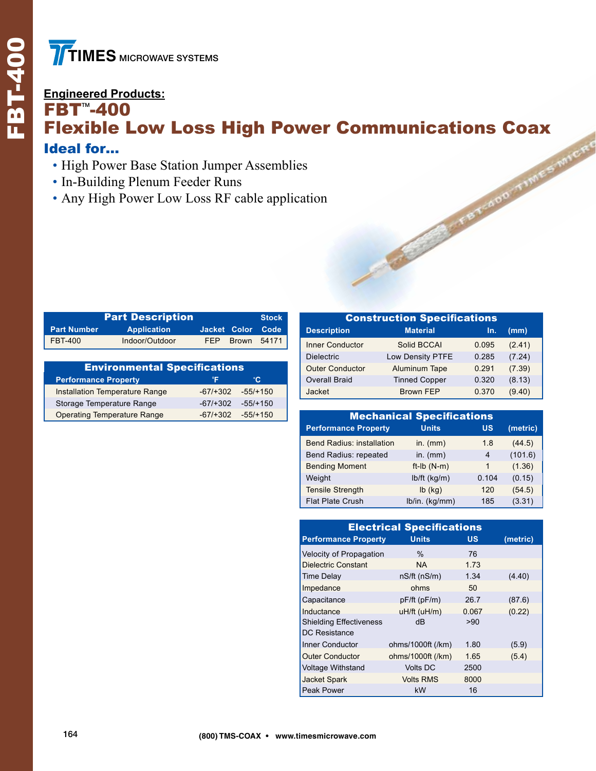TIMES MICROWAVE SYSTEMS

**Engineered Products:**

# FBT™-400

# Flexible Low Loss High Power Communications Coax

## Ideal for...

- High Power Base Station Jumper Assemblies
- In-Building Plenum Feeder Runs
- Any High Power Low Loss RF cable application

| Part Description | | | | Stock |
|---|---|---|---|---|
| Part Number | Application | Jacket | Color | Code |
| FBT-400 | Indoor/Outdoor | FEP | Brown | 54171 |

| Environmental Specifications | | |
|---|---|---|
| Performance Property | °F | °C |
| Installation Temperature Range | -67/+302 | -55/+150 |
| Storage Temperature Range | -67/+302 | -55/+150 |
| Operating Temperature Range | -67/+302 | -55/+150 |

| Construction Specifications | | | |
|---|---|---|---|
| Description | Material | In. | (mm) |
| Inner Conductor | Solid BCCAI | 0.095 | (2.41) |
| Dielectric | Low Density PTFE | 0.285 | (7.24) |
| Outer Conductor | Aluminum Tape | 0.291 | (7.39) |
| Overall Braid | Tinned Copper | 0.320 | (8.13) |
| Jacket | Brown FEP | 0.370 | (9.40) |

| Mechanical Specifications | | | |
|---|---|---|---|
| Performance Property | Units | US | (metric) |
| Bend Radius: installation | in. (mm) | 1.8 | (44.5) |
| Bend Radius: repeated | in. (mm) | 4 | (101.6) |
| Bending Moment | ft-lb (N-m) | 1 | (1.36) |
| Weight | lb/ft (kg/m) | 0.104 | (0.15) |
| Tensile Strength | lb (kg) | 120 | (54.5) |
| Flat Plate Crush | lb/in. (kg/mm) | 185 | (3.31) |

| Electrical Specifications | | | |
|---|---|---|---|
| Performance Property | Units | US | (metric) |
| Velocity of Propagation | % | 76 | |
| Dielectric Constant | NA | 1.73 | |
| Time Delay | nS/ft (nS/m) | 1.34 | (4.40) |
| Impedance | ohms | 50 | |
| Capacitance | pF/ft (pF/m) | 26.7 | (87.6) |
| Inductance | uH/ft (uH/m) | 0.067 | (0.22) |
| Shielding Effectiveness | dB | >90 | |
| DC Resistance | | | |
| Inner Conductor | ohms/1000ft (/km) | 1.80 | (5.9) |
| Outer Conductor | ohms/1000ft (/km) | 1.65 | (5.4) |
| Voltage Withstand | Volts DC | 2500 | |
| Jacket Spark | Volts RMS | 8000 | |
| Peak Power | kW | 16 | |

(800) TMS-COAX • www.timesmicrowave.com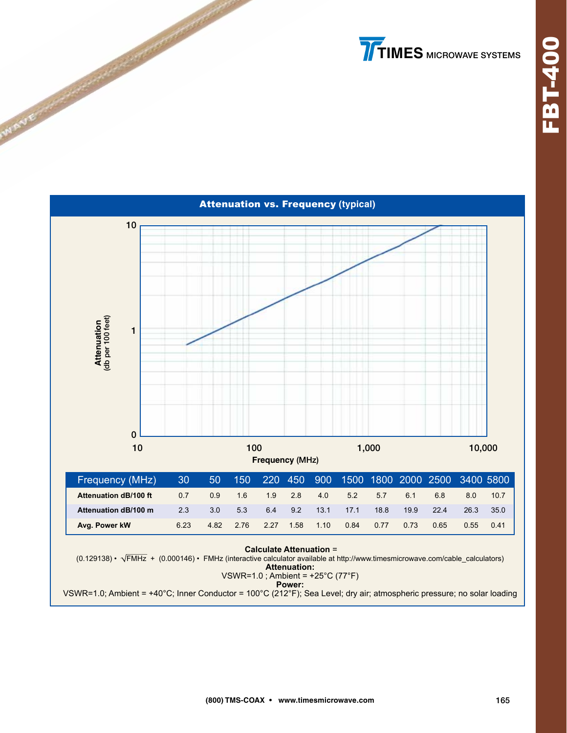## Attenuation vs. Frequency (typical)

| Frequency (MHz) | 30 | 50 | 150 | 220 | 450 | 900 | 1500 | 1800 | 2000 | 2500 | 3400 | 5800 |
|---|---|---|---|---|---|---|---|---|---|---|---|---|
| **Attenuation dB/100 ft** | 0.7 | 0.9 | 1.6 | 1.9 | 2.8 | 4.0 | 5.2 | 5.7 | 6.1 | 6.8 | 8.0 | 10.7 |
| **Attenuation dB/100 m** | 2.3 | 3.0 | 5.3 | 6.4 | 9.2 | 13.1 | 17.1 | 18.8 | 19.9 | 22.4 | 26.3 | 35.0 |
| **Avg. Power kW** | 6.23 | 4.82 | 2.76 | 2.27 | 1.58 | 1.10 | 0.84 | 0.77 | 0.73 | 0.65 | 0.55 | 0.41 |

**Calculate Attenuation** =

$(0.129138) \cdot \sqrt{FMHz} + (0.000146) \cdot FMHz$ (interactive calculator available at http://www.timesmicrowave.com/cable_calculators)

**Attenuation:**

VSWR=1.0 ; Ambient = +25°C (77°F)

**Power:**

VSWR=1.0; Ambient = +40°C; Inner Conductor = 100°C (212°F); Sea Level; dry air; atmospheric pressure; no solar loading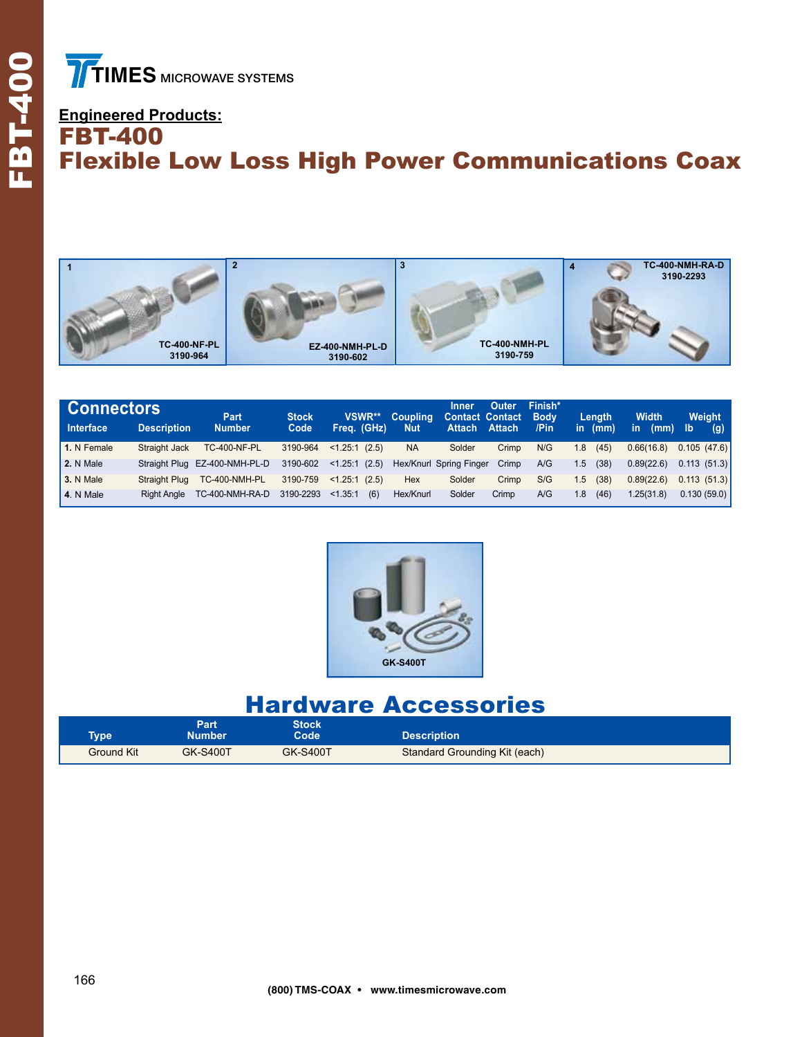# Engineered Products:

# FBT-400
# Flexible Low Loss High Power Communications Coax

1 TC-400-NF-PL 3190-964

2 EZ-400-NMH-PL-D 3190-602

3 TC-400-NMH-PL 3190-759

4 TC-400-NMH-RA-D 3190-2293

## Connectors

| Interface | Description | Part Number | Stock Code | VSWR** Freq. (GHz) | Coupling Nut | Inner Contact Attach | Outer Contact Attach | Finish* Body /Pin | Length in (mm) | Width in (mm) | Weight lb (g) |
|---|---|---|---|---|---|---|---|---|---|---|---|
| **1.** N Female | Straight Jack | TC-400-NF-PL | 3190-964 | <1.25:1 (2.5) | NA | Solder | Crimp | N/G | 1.8 (45) | 0.66(16.8) | 0.105 (47.6) |
| **2.** N Male | Straight Plug | EZ-400-NMH-PL-D | 3190-602 | <1.25:1 (2.5) | Hex/Knurl | Spring Finger | Crimp | A/G | 1.5 (38) | 0.89(22.6) | 0.113 (51.3) |
| **3.** N Male | Straight Plug | TC-400-NMH-PL | 3190-759 | <1.25:1 (2.5) | Hex | Solder | Crimp | S/G | 1.5 (38) | 0.89(22.6) | 0.113 (51.3) |
| **4.** N Male | Right Angle | TC-400-NMH-RA-D | 3190-2293 | <1.35:1 (6) | Hex/Knurl | Solder | Crimp | A/G | 1.8 (46) | 1.25(31.8) | 0.130 (59.0) |

GK-S400T

## Hardware Accessories

| Type | Part Number | Stock Code | Description |
|---|---|---|---|
| Ground Kit | GK-S400T | GK-S400T | Standard Grounding Kit (each) |

(800) TMS-COAX • www.timesmicrowave.com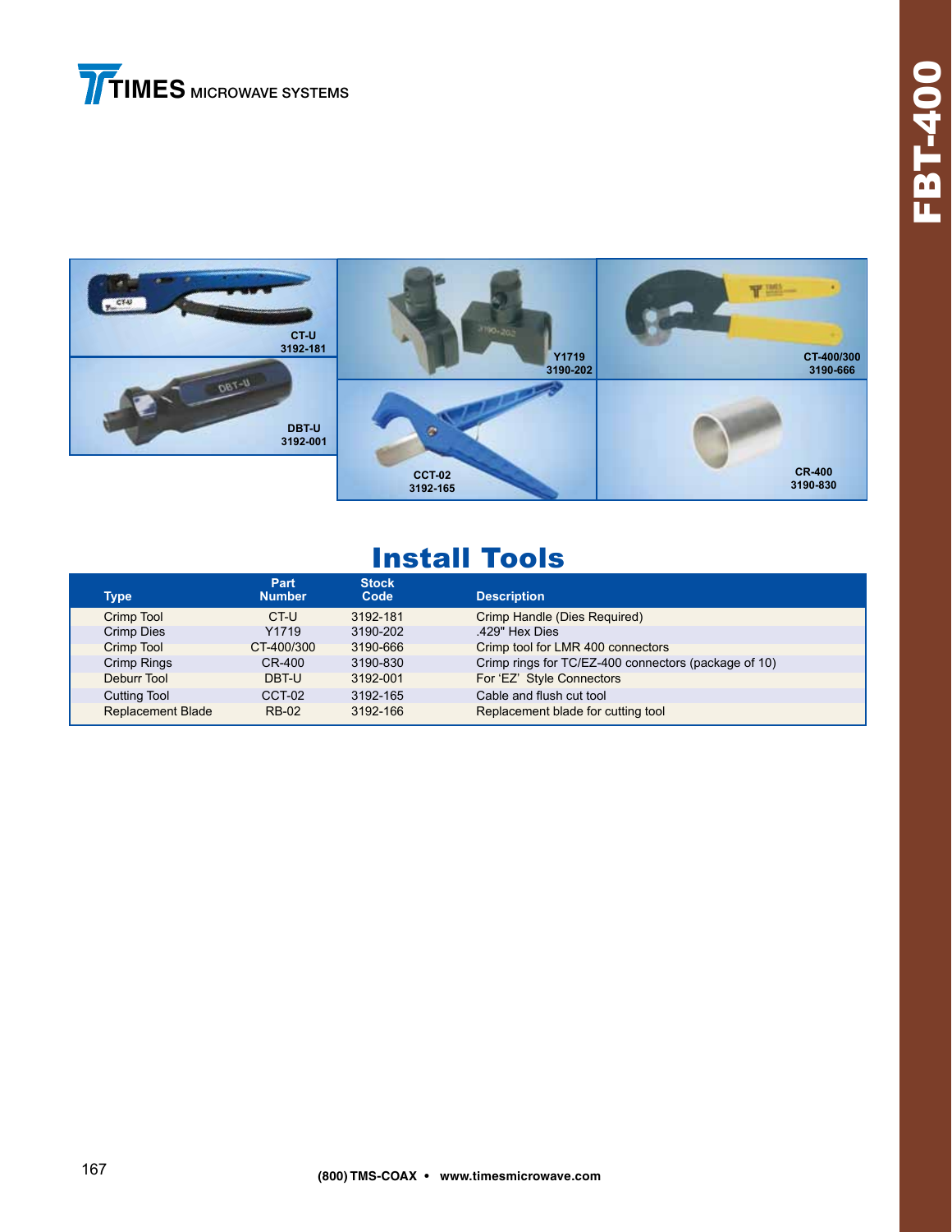CT-U
3192-181

DBT-U
3192-001

Y1719
3190-202

CCT-02
3192-165

CT-400/300
3190-666

CR-400
3190-830

## Install Tools

| Type | Part Number | Stock Code | Description |
|---|---|---|---|
| Crimp Tool | CT-U | 3192-181 | Crimp Handle (Dies Required) |
| Crimp Dies | Y1719 | 3190-202 | .429" Hex Dies |
| Crimp Tool | CT-400/300 | 3190-666 | Crimp tool for LMR 400 connectors |
| Crimp Rings | CR-400 | 3190-830 | Crimp rings for TC/EZ-400 connectors (package of 10) |
| Deburr Tool | DBT-U | 3192-001 | For 'EZ' Style Connectors |
| Cutting Tool | CCT-02 | 3192-165 | Cable and flush cut tool |
| Replacement Blade | RB-02 | 3192-166 | Replacement blade for cutting tool |